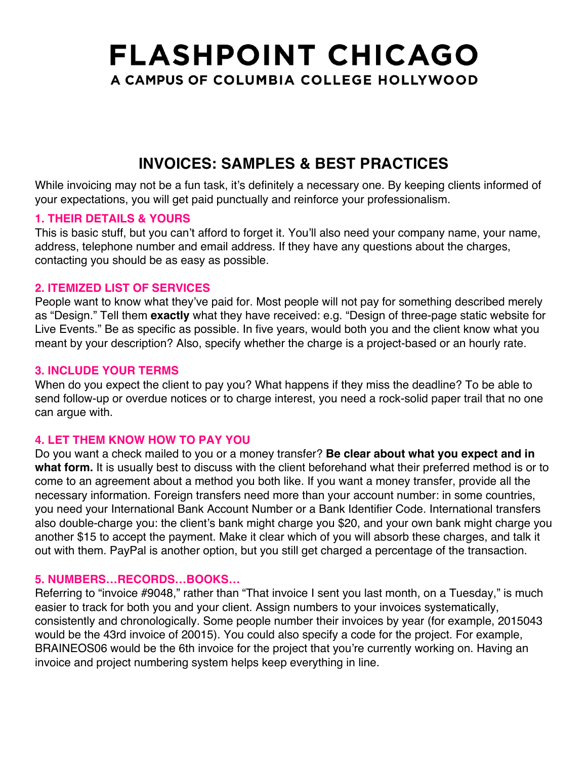# FLASHPOINT CHICAGO
## A CAMPUS OF COLUMBIA COLLEGE HOLLYWOOD

## INVOICES: SAMPLES & BEST PRACTICES

While invoicing may not be a fun task, it's definitely a necessary one. By keeping clients informed of your expectations, you will get paid punctually and reinforce your professionalism.

### 1. THEIR DETAILS & YOURS

This is basic stuff, but you can't afford to forget it. You'll also need your company name, your name, address, telephone number and email address. If they have any questions about the charges, contacting you should be as easy as possible.

### 2. ITEMIZED LIST OF SERVICES

People want to know what they've paid for. Most people will not pay for something described merely as "Design." Tell them **exactly** what they have received: e.g. "Design of three-page static website for Live Events." Be as specific as possible. In five years, would both you and the client know what you meant by your description? Also, specify whether the charge is a project-based or an hourly rate.

### 3. INCLUDE YOUR TERMS

When do you expect the client to pay you? What happens if they miss the deadline? To be able to send follow-up or overdue notices or to charge interest, you need a rock-solid paper trail that no one can argue with.

### 4. LET THEM KNOW HOW TO PAY YOU

Do you want a check mailed to you or a money transfer? **Be clear about what you expect and in what form.** It is usually best to discuss with the client beforehand what their preferred method is or to come to an agreement about a method you both like. If you want a money transfer, provide all the necessary information. Foreign transfers need more than your account number: in some countries, you need your International Bank Account Number or a Bank Identifier Code. International transfers also double-charge you: the client's bank might charge you $20, and your own bank might charge you another $15 to accept the payment. Make it clear which of you will absorb these charges, and talk it out with them. PayPal is another option, but you still get charged a percentage of the transaction.

### 5. NUMBERS…RECORDS…BOOKS…

Referring to "invoice #9048," rather than "That invoice I sent you last month, on a Tuesday," is much easier to track for both you and your client. Assign numbers to your invoices systematically, consistently and chronologically. Some people number their invoices by year (for example, 2015043 would be the 43rd invoice of 20015). You could also specify a code for the project. For example, BRAINEOS06 would be the 6th invoice for the project that you're currently working on. Having an invoice and project numbering system helps keep everything in line.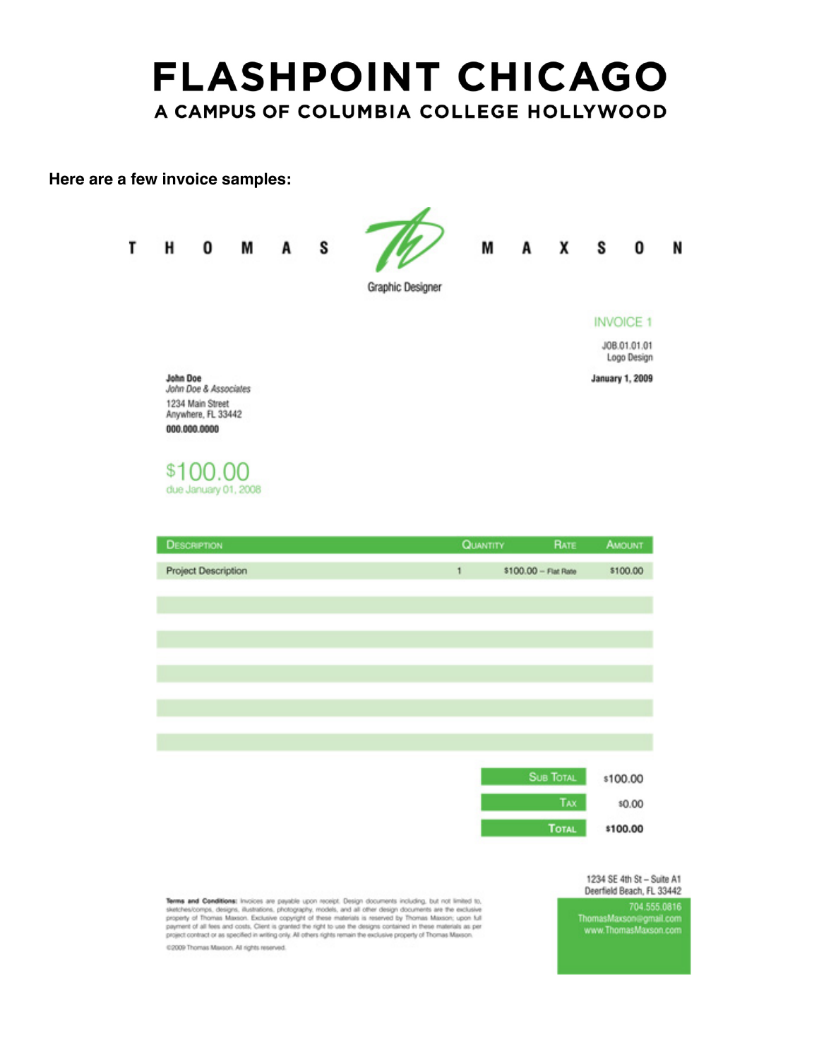# FLASHPOINT CHICAGO

## A CAMPUS OF COLUMBIA COLLEGE HOLLYWOOD

**Here are a few invoice samples:**

T H O M A S M A X S O N

Graphic Designer

INVOICE 1

JOB.01.01.01
Logo Design

**January 1, 2009**

**John Doe**
*John Doe & Associates*
1234 Main Street
Anywhere, FL 33442
**000.000.0000**

$100.00
due January 01, 2008

| Description | Quantity | Rate | Amount |
|---|---|---|---|
| Project Description | 1 | $100.00 – Flat Rate | $100.00 |
| | | | |
| | | | |
| | | | |
| | | | |
| | | | |

| | |
|---|---|
| Sub Total | $100.00 |
| Tax | $0.00 |
| **Total** | **$100.00** |

**Terms and Conditions:** Invoices are payable upon receipt. Design documents including, but not limited to, sketches/comps, designs, illustrations, photography, models, and all other design documents are the exclusive property of Thomas Maxson. Exclusive copyright of these materials is reserved by Thomas Maxson; upon full payment of all fees and costs, Client is granted the right to use the designs contained in these materials as per project contract or as specified in writing only. All others rights remain the exclusive property of Thomas Maxson.

©2009 Thomas Maxson. All rights reserved.

1234 SE 4th St – Suite A1
Deerfield Beach, FL 33442
704.555.0816
ThomasMaxson@gmail.com
www.ThomasMaxson.com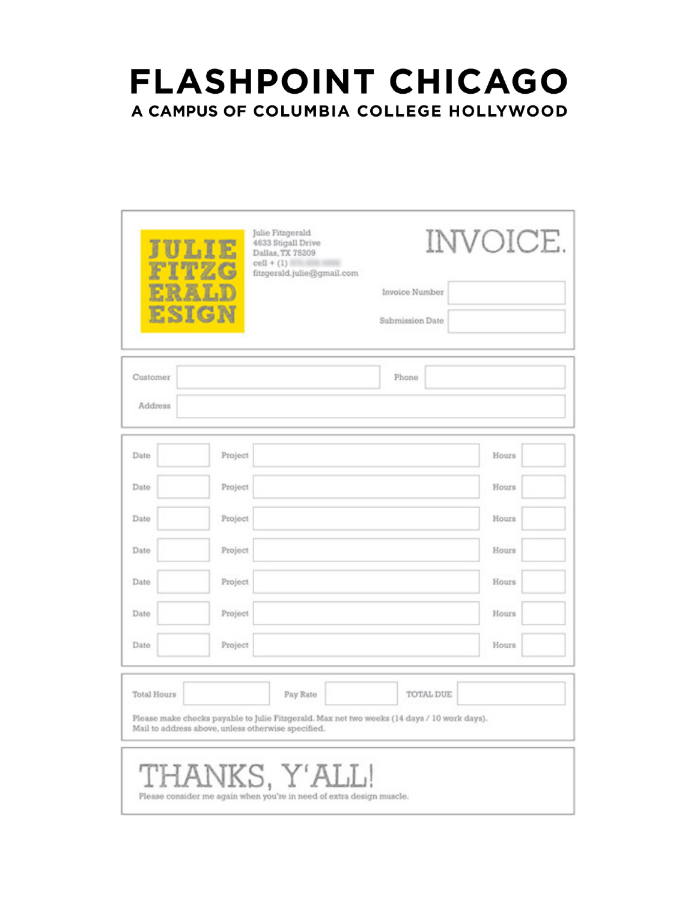# FLASHPOINT CHICAGO

A CAMPUS OF COLUMBIA COLLEGE HOLLYWOOD

JULIE FITZGERALD ESIGN

Julie Fitzgerald
4633 Stigall Drive
Dallas, TX 75209
cell + (1)
fitzgerald.julie@gmail.com

# INVOICE.

| Invoice Number | |
|---|---|
| Submission Date | |

| Customer | | Phone | |
|---|---|---|---|
| Address | | | |

| Date | | Project | | Hours | |
|---|---|---|---|---|---|
| Date | | Project | | Hours | |
| Date | | Project | | Hours | |
| Date | | Project | | Hours | |
| Date | | Project | | Hours | |
| Date | | Project | | Hours | |
| Date | | Project | | Hours | |

| Total Hours | | Pay Rate | | TOTAL DUE | |
|---|---|---|---|---|---|

Please make checks payable to Julie Fitzgerald. Max net two weeks (14 days / 10 work days).
Mail to address above, unless otherwise specified.

# THANKS, Y'ALL!

Please consider me again when you're in need of extra design muscle.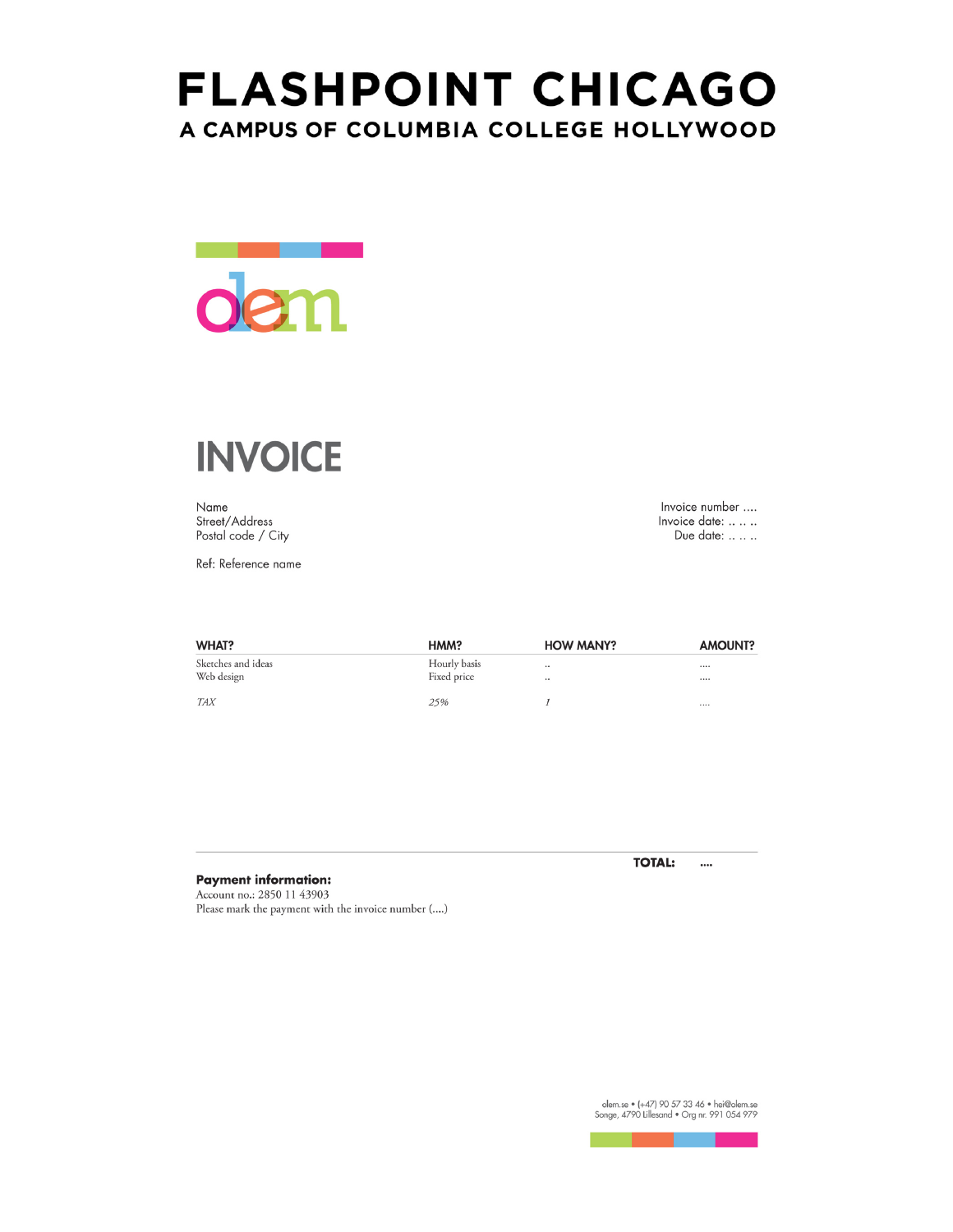# FLASHPOINT CHICAGO

## A CAMPUS OF COLUMBIA COLLEGE HOLLYWOOD

olem

# INVOICE

Name
Street/Address
Postal code / City

Invoice number ....
Invoice date: .. .. ..
Due date: .. .. ..

Ref: Reference name

| WHAT? | HMM? | HOW MANY? | AMOUNT? |
|---|---|---|---|
| Sketches and ideas | Hourly basis | .. | .... |
| Web design | Fixed price | .. | .... |
| *TAX* | *25%* | *1* | .... |

**TOTAL:** ....

**Payment information:**
Account no.: 2850 11 43903
Please mark the payment with the invoice number (....)

olem.se • (+47) 90 57 33 46 • hei@olem.se
Songe, 4790 Lillesand • Org nr. 991 054 979